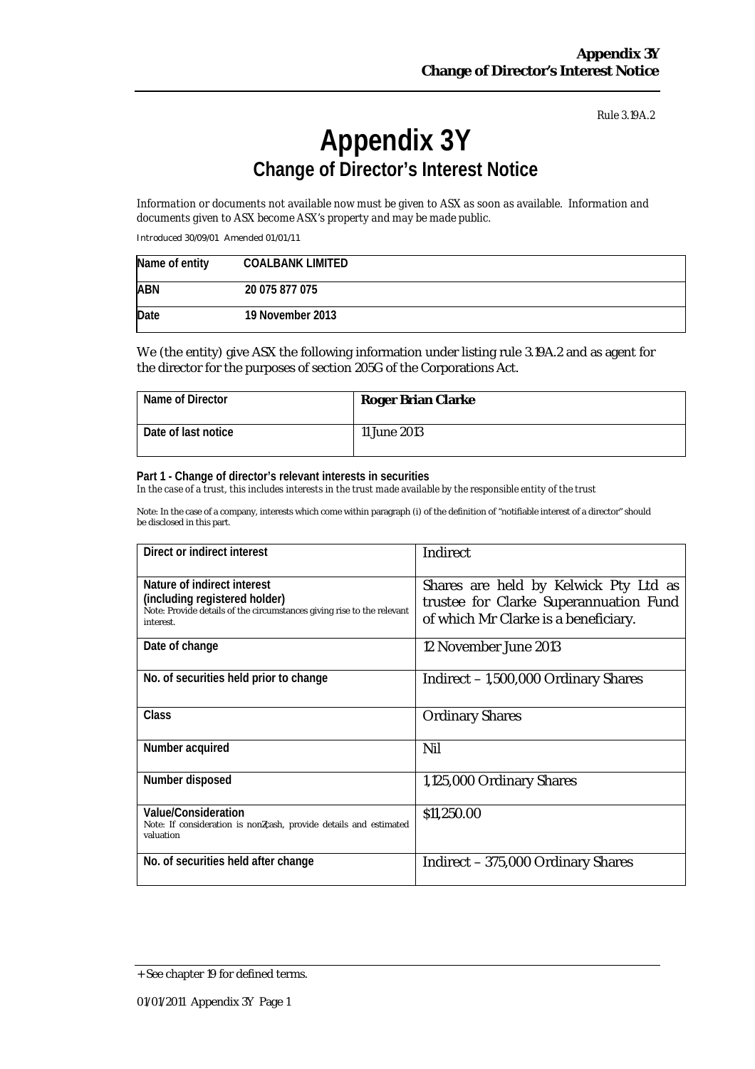Rule 3.19A.2

# Appendix 3Y

## Change of Director's Interest Notice

*Information or documents not available now must be given to ASX as soon as available. Information and documents given to ASX become ASX's property and may be made public.*

Introduced 30/09/01 Amended 01/01/11

| Name of entity | COALBANK LIMITED |
|---|---|
| ABN | 20 075 877 075 |
| Date | 19 November 2013 |

We (the entity) give ASX the following information under listing rule 3.19A.2 and as agent for the director for the purposes of section 205G of the Corporations Act.

| Name of Director | Roger Brian Clarke |
|---|---|
| Date of last notice | 11 June 2013 |

**Part 1 - Change of director's relevant interests in securities**

*In the case of a trust, this includes interests in the trust made available by the responsible entity of the trust*

Note: In the case of a company, interests which come within paragraph (i) of the definition of "notifiable interest of a director" should be disclosed in this part.

| | |
|---|---|
| **Direct or indirect interest** | Indirect |
| **Nature of indirect interest (including registered holder)**<br>Note: Provide details of the circumstances giving rise to the relevant interest. | Shares are held by Kelwick Pty Ltd as trustee for Clarke Superannuation Fund of which Mr Clarke is a beneficiary. |
| **Date of change** | 12 November June 2013 |
| **No. of securities held prior to change** | Indirect – 1,500,000 Ordinary Shares |
| **Class** | Ordinary Shares |
| **Number acquired** | Nil |
| **Number disposed** | 1,125,000 Ordinary Shares |
| **Value/Consideration**<br>Note: If consideration is non-cash, provide details and estimated valuation | $11,250.00 |
| **No. of securities held after change** | Indirect – 375,000 Ordinary Shares |

+ See chapter 19 for defined terms.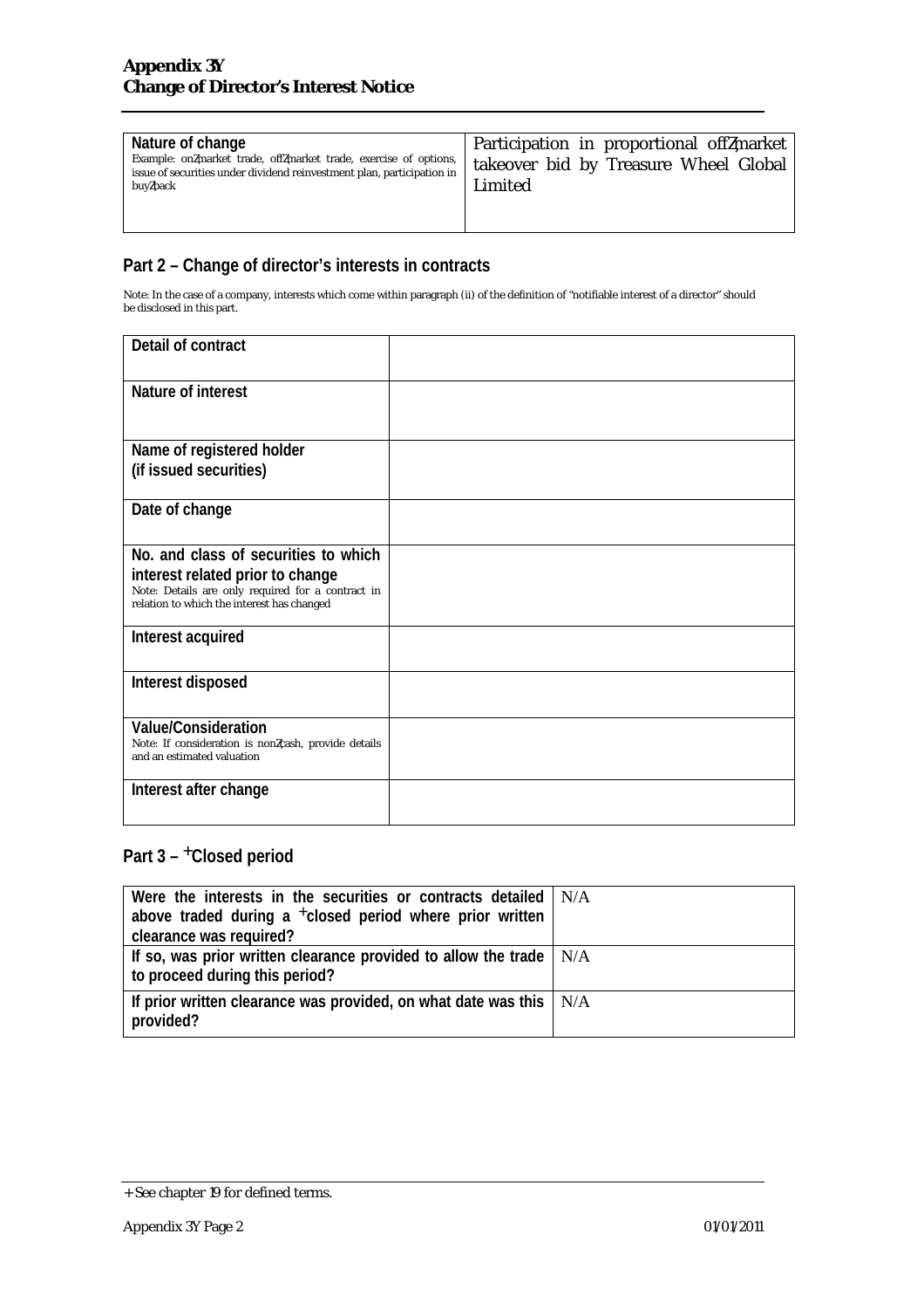| Nature of change<br>Example: on‑market trade, off‑market trade, exercise of options, issue of securities under dividend reinvestment plan, participation in buy‑back | Participation in proportional off‑market takeover bid by Treasure Wheel Global Limited |
|---|---|

## Part 2 – Change of director's interests in contracts

Note: In the case of a company, interests which come within paragraph (ii) of the definition of "notifiable interest of a director" should be disclosed in this part.

| Detail of contract | |
|---|---|
| Nature of interest | |
| Name of registered holder<br>(if issued securities) | |
| Date of change | |
| No. and class of securities to which interest related prior to change<br>Note: Details are only required for a contract in relation to which the interest has changed | |
| Interest acquired | |
| Interest disposed | |
| Value/Consideration<br>Note: If consideration is non‑cash, provide details and an estimated valuation | |
| Interest after change | |

## Part 3 – +Closed period

| Were the interests in the securities or contracts detailed above traded during a +closed period where prior written clearance was required? | N/A |
|---|---|
| If so, was prior written clearance provided to allow the trade to proceed during this period? | N/A |
| If prior written clearance was provided, on what date was this provided? | N/A |

+ See chapter 19 for defined terms.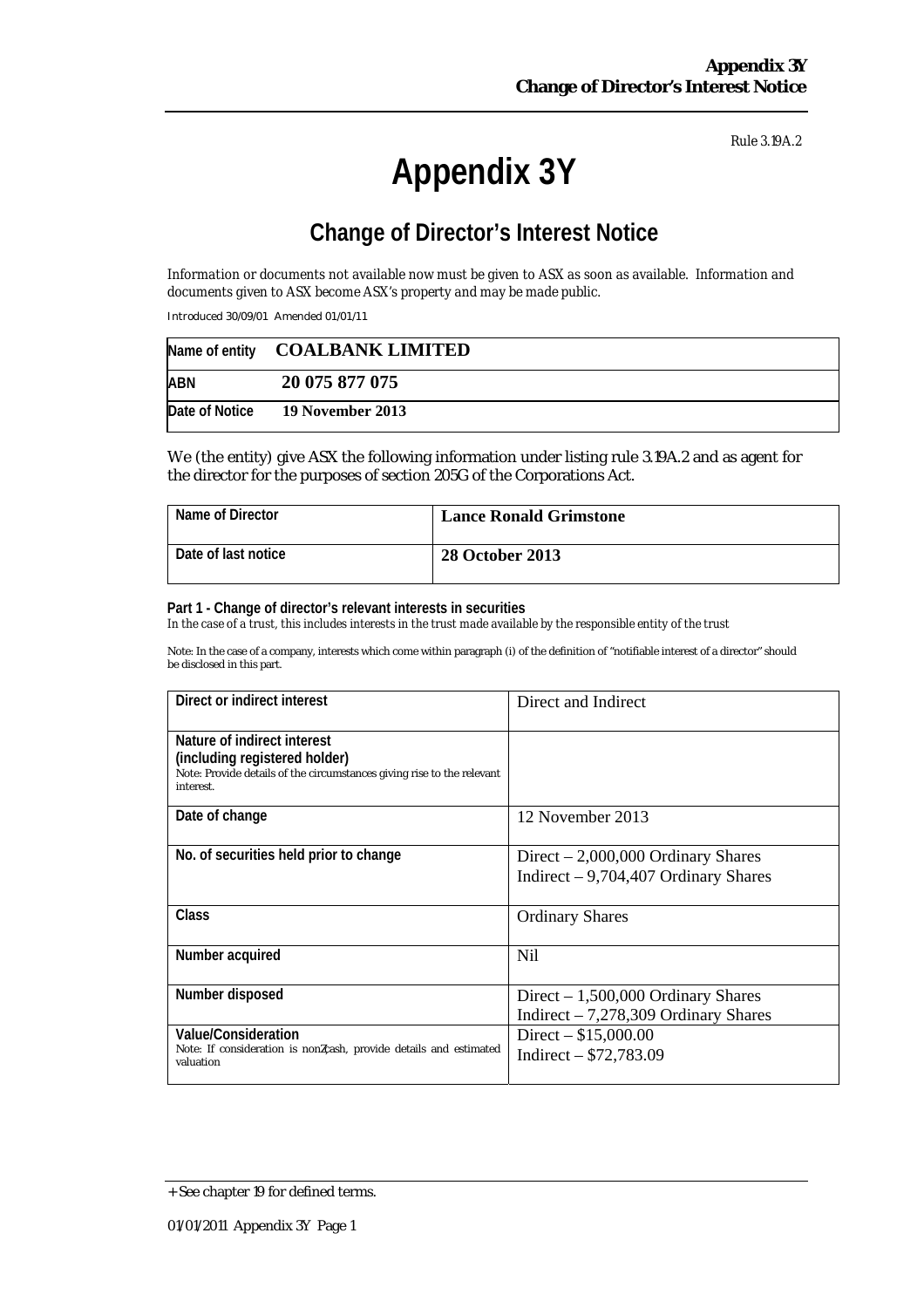Rule 3.19A.2

# Appendix 3Y

## Change of Director's Interest Notice

*Information or documents not available now must be given to ASX as soon as available. Information and documents given to ASX become ASX's property and may be made public.*

Introduced 30/09/01 Amended 01/01/11

| Name of entity | **COALBANK LIMITED** |
|---|---|
| ABN | **20 075 877 075** |
| Date of Notice | **19 November 2013** |

We (the entity) give ASX the following information under listing rule 3.19A.2 and as agent for the director for the purposes of section 205G of the Corporations Act.

| Name of Director | **Lance Ronald Grimstone** |
|---|---|
| Date of last notice | **28 October 2013** |

**Part 1 - Change of director's relevant interests in securities**
*In the case of a trust, this includes interests in the trust made available by the responsible entity of the trust*

Note: In the case of a company, interests which come within paragraph (i) of the definition of "notifiable interest of a director" should be disclosed in this part.

| Direct or indirect interest | Direct and Indirect |
|---|---|
| **Nature of indirect interest (including registered holder)**<br>Note: Provide details of the circumstances giving rise to the relevant interest. | |
| **Date of change** | 12 November 2013 |
| **No. of securities held prior to change** | Direct – 2,000,000 Ordinary Shares<br>Indirect – 9,704,407 Ordinary Shares |
| **Class** | Ordinary Shares |
| **Number acquired** | Nil |
| **Number disposed** | Direct – 1,500,000 Ordinary Shares<br>Indirect – 7,278,309 Ordinary Shares |
| **Value/Consideration**<br>Note: If consideration is non-cash, provide details and estimated valuation | Direct – $15,000.00<br>Indirect – $72,783.09 |

+ See chapter 19 for defined terms.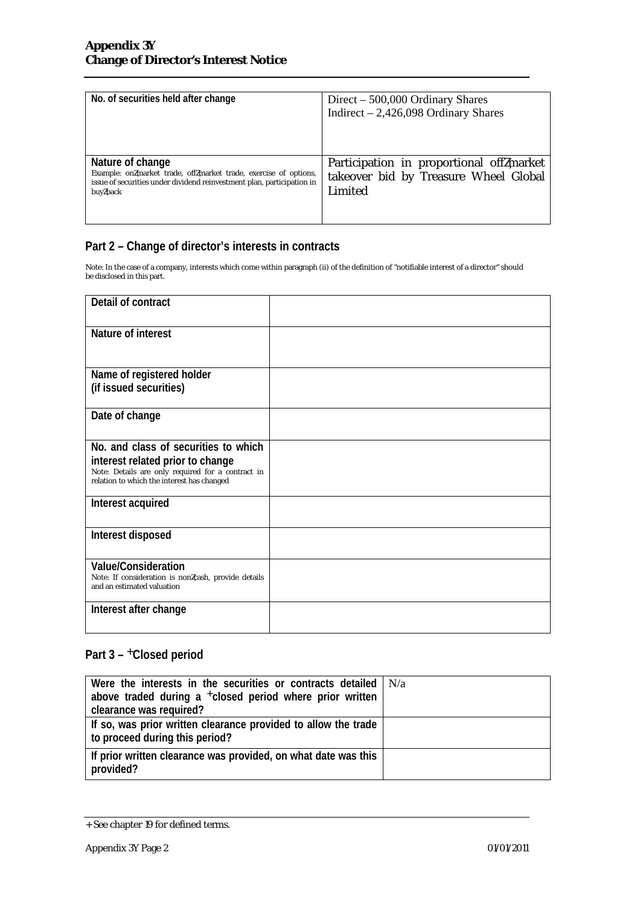| No. of securities held after change | Direct – 500,000 Ordinary Shares<br>Indirect – 2,426,098 Ordinary Shares |
|---|---|
| **Nature of change**<br>Example: on-market trade, off-market trade, exercise of options, issue of securities under dividend reinvestment plan, participation in buy-back | Participation in proportional off-market takeover bid by Treasure Wheel Global Limited |

## Part 2 – Change of director's interests in contracts

Note: In the case of a company, interests which come within paragraph (ii) of the definition of "notifiable interest of a director" should be disclosed in this part.

| Detail of contract | |
|---|---|
| **Nature of interest** | |
| **Name of registered holder (if issued securities)** | |
| **Date of change** | |
| **No. and class of securities to which interest related prior to change**<br>Note: Details are only required for a contract in relation to which the interest has changed | |
| **Interest acquired** | |
| **Interest disposed** | |
| **Value/Consideration**<br>Note: If consideration is non-cash, provide details and an estimated valuation | |
| **Interest after change** | |

## Part 3 – +Closed period

| Were the interests in the securities or contracts detailed above traded during a +closed period where prior written clearance was required? | N/a |
|---|---|
| **If so, was prior written clearance provided to allow the trade to proceed during this period?** | |
| **If prior written clearance was provided, on what date was this provided?** | |

+ See chapter 19 for defined terms.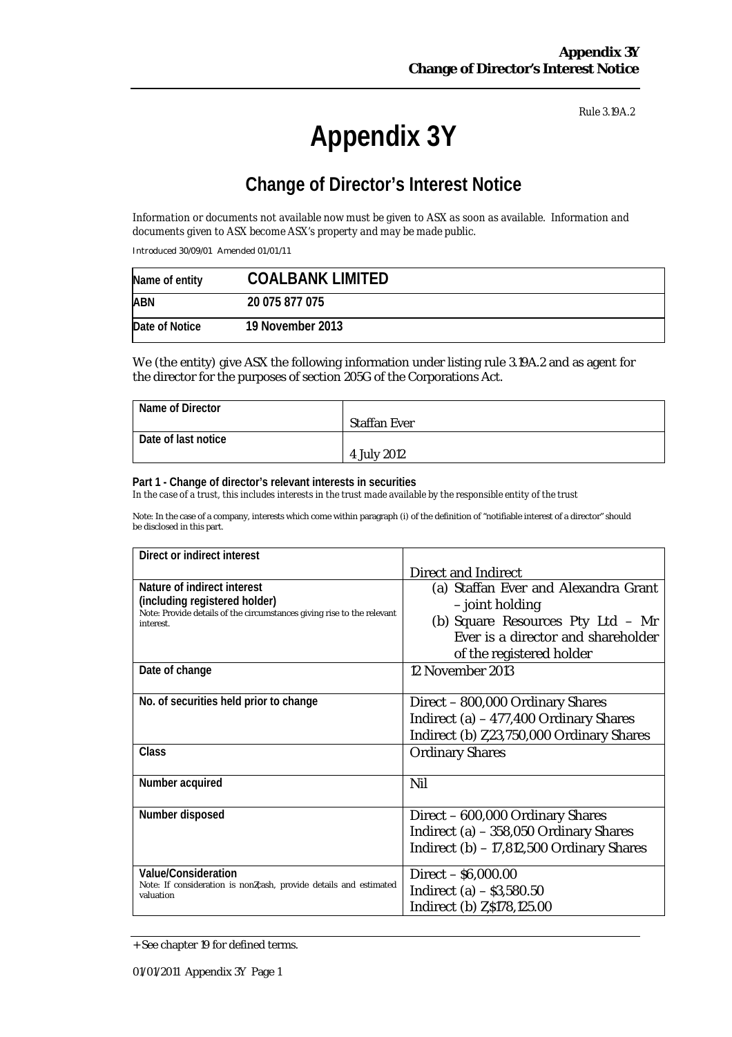Rule 3.19A.2

# Appendix 3Y

## Change of Director's Interest Notice

*Information or documents not available now must be given to ASX as soon as available. Information and documents given to ASX become ASX's property and may be made public.*

Introduced 30/09/01 Amended 01/01/11

| Name of entity | **COALBANK LIMITED** |
|---|---|
| **ABN** | **20 075 877 075** |
| **Date of Notice** | **19 November 2013** |

We (the entity) give ASX the following information under listing rule 3.19A.2 and as agent for the director for the purposes of section 205G of the Corporations Act.

| Name of Director | Staffan Ever |
|---|---|
| **Date of last notice** | 4 July 2012 |

**Part 1 - Change of director's relevant interests in securities**

*In the case of a trust, this includes interests in the trust made available by the responsible entity of the trust*

Note: In the case of a company, interests which come within paragraph (i) of the definition of "notifiable interest of a director" should be disclosed in this part.

| Direct or indirect interest | Direct and Indirect |
|---|---|
| **Nature of indirect interest (including registered holder)** Note: Provide details of the circumstances giving rise to the relevant interest. | (a) Staffan Ever and Alexandra Grant – joint holding<br>(b) Square Resources Pty Ltd – Mr Ever is a director and shareholder of the registered holder |
| **Date of change** | 12 November 2013 |
| **No. of securities held prior to change** | Direct – 800,000 Ordinary Shares<br>Indirect (a) – 477,400 Ordinary Shares<br>Indirect (b) Z,23,750,000 Ordinary Shares |
| **Class** | Ordinary Shares |
| **Number acquired** | Nil |
| **Number disposed** | Direct – 600,000 Ordinary Shares<br>Indirect (a) – 358,050 Ordinary Shares<br>Indirect (b) – 17,812,500 Ordinary Shares |
| **Value/Consideration** Note: If consideration is nonZcash, provide details and estimated valuation | Direct – $6,000.00<br>Indirect (a) – $3,580.50<br>Indirect (b) Z,$178,125.00 |

+ See chapter 19 for defined terms.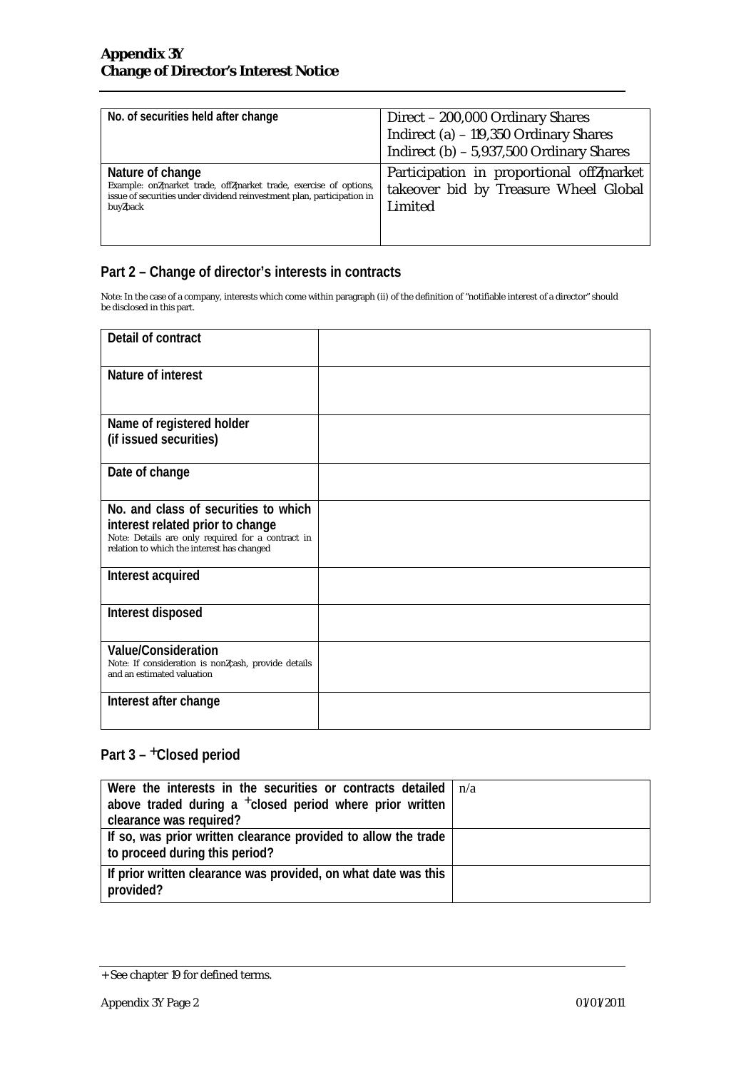| No. of securities held after change | Direct – 200,000 Ordinary Shares<br>Indirect (a) – 119,350 Ordinary Shares<br>Indirect (b) – 5,937,500 Ordinary Shares |
|---|---|
| **Nature of change**<br>Example: on‐market trade, off‐market trade, exercise of options, issue of securities under dividend reinvestment plan, participation in buy‐back | Participation in proportional off‐market takeover bid by Treasure Wheel Global Limited |

## Part 2 – Change of director's interests in contracts

Note: In the case of a company, interests which come within paragraph (ii) of the definition of "notifiable interest of a director" should be disclosed in this part.

| Detail of contract | |
|---|---|
| **Nature of interest** | |
| **Name of registered holder (if issued securities)** | |
| **Date of change** | |
| **No. and class of securities to which interest related prior to change**<br>Note: Details are only required for a contract in relation to which the interest has changed | |
| **Interest acquired** | |
| **Interest disposed** | |
| **Value/Consideration**<br>Note: If consideration is non‐cash, provide details and an estimated valuation | |
| **Interest after change** | |

## Part 3 – +Closed period

| Were the interests in the securities or contracts detailed above traded during a +closed period where prior written clearance was required? | n/a |
|---|---|
| **If so, was prior written clearance provided to allow the trade to proceed during this period?** | |
| **If prior written clearance was provided, on what date was this provided?** | |

+ See chapter 19 for defined terms.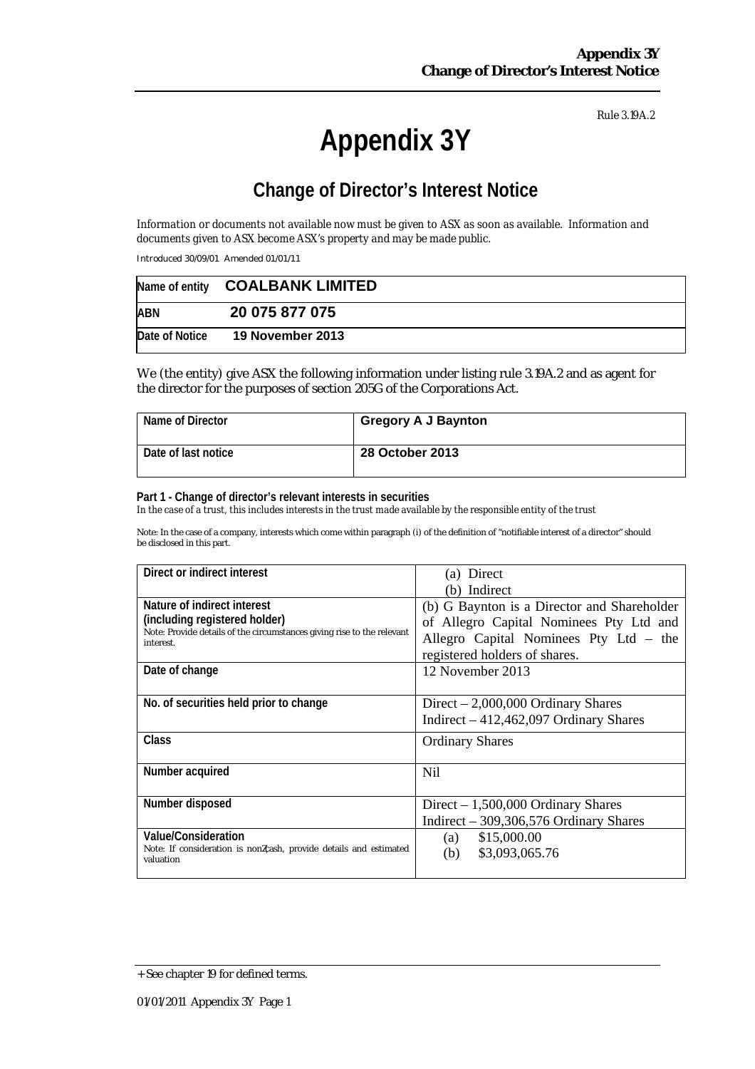Rule 3.19A.2

# Appendix 3Y

## Change of Director's Interest Notice

*Information or documents not available now must be given to ASX as soon as available. Information and documents given to ASX become ASX's property and may be made public.*

Introduced 30/09/01 Amended 01/01/11

| Name of entity | COALBANK LIMITED |
|---|---|
| ABN | 20 075 877 075 |
| Date of Notice | 19 November 2013 |

We (the entity) give ASX the following information under listing rule 3.19A.2 and as agent for the director for the purposes of section 205G of the Corporations Act.

| Name of Director | Gregory A J Baynton |
|---|---|
| Date of last notice | 28 October 2013 |

**Part 1 - Change of director's relevant interests in securities**

*In the case of a trust, this includes interests in the trust made available by the responsible entity of the trust*

Note: In the case of a company, interests which come within paragraph (i) of the definition of "notifiable interest of a director" should be disclosed in this part.

| | |
|---|---|
| **Direct or indirect interest** | (a) Direct<br>(b) Indirect |
| **Nature of indirect interest (including registered holder)**<br>Note: Provide details of the circumstances giving rise to the relevant interest. | (b) G Baynton is a Director and Shareholder of Allegro Capital Nominees Pty Ltd and Allegro Capital Nominees Pty Ltd – the registered holders of shares. |
| **Date of change** | 12 November 2013 |
| **No. of securities held prior to change** | Direct – 2,000,000 Ordinary Shares<br>Indirect – 412,462,097 Ordinary Shares |
| **Class** | Ordinary Shares |
| **Number acquired** | Nil |
| **Number disposed** | Direct – 1,500,000 Ordinary Shares<br>Indirect – 309,306,576 Ordinary Shares |
| **Value/Consideration**<br>Note: If consideration is non-cash, provide details and estimated valuation | (a) $15,000.00<br>(b) $3,093,065.76 |

+ See chapter 19 for defined terms.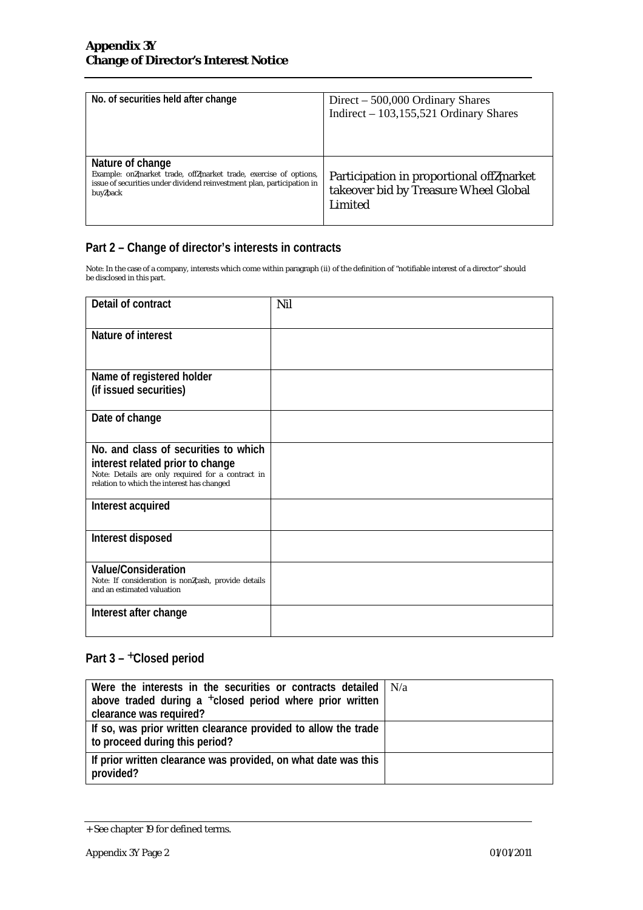| No. of securities held after change | Direct – 500,000 Ordinary Shares<br>Indirect – 103,155,521 Ordinary Shares |
|---|---|
| **Nature of change**<br>Example: on‑market trade, off‑market trade, exercise of options, issue of securities under dividend reinvestment plan, participation in buy‑back | Participation in proportional off‑market takeover bid by Treasure Wheel Global Limited |

## Part 2 – Change of director's interests in contracts

Note: In the case of a company, interests which come within paragraph (ii) of the definition of "notifiable interest of a director" should be disclosed in this part.

| Detail of contract | Nil |
|---|---|
| **Nature of interest** | |
| **Name of registered holder (if issued securities)** | |
| **Date of change** | |
| **No. and class of securities to which interest related prior to change**<br>Note: Details are only required for a contract in relation to which the interest has changed | |
| **Interest acquired** | |
| **Interest disposed** | |
| **Value/Consideration**<br>Note: If consideration is non‑cash, provide details and an estimated valuation | |
| **Interest after change** | |

## Part 3 – +Closed period

| Were the interests in the securities or contracts detailed above traded during a +closed period where prior written clearance was required? | N/a |
|---|---|
| **If so, was prior written clearance provided to allow the trade to proceed during this period?** | |
| **If prior written clearance was provided, on what date was this provided?** | |

+ See chapter 19 for defined terms.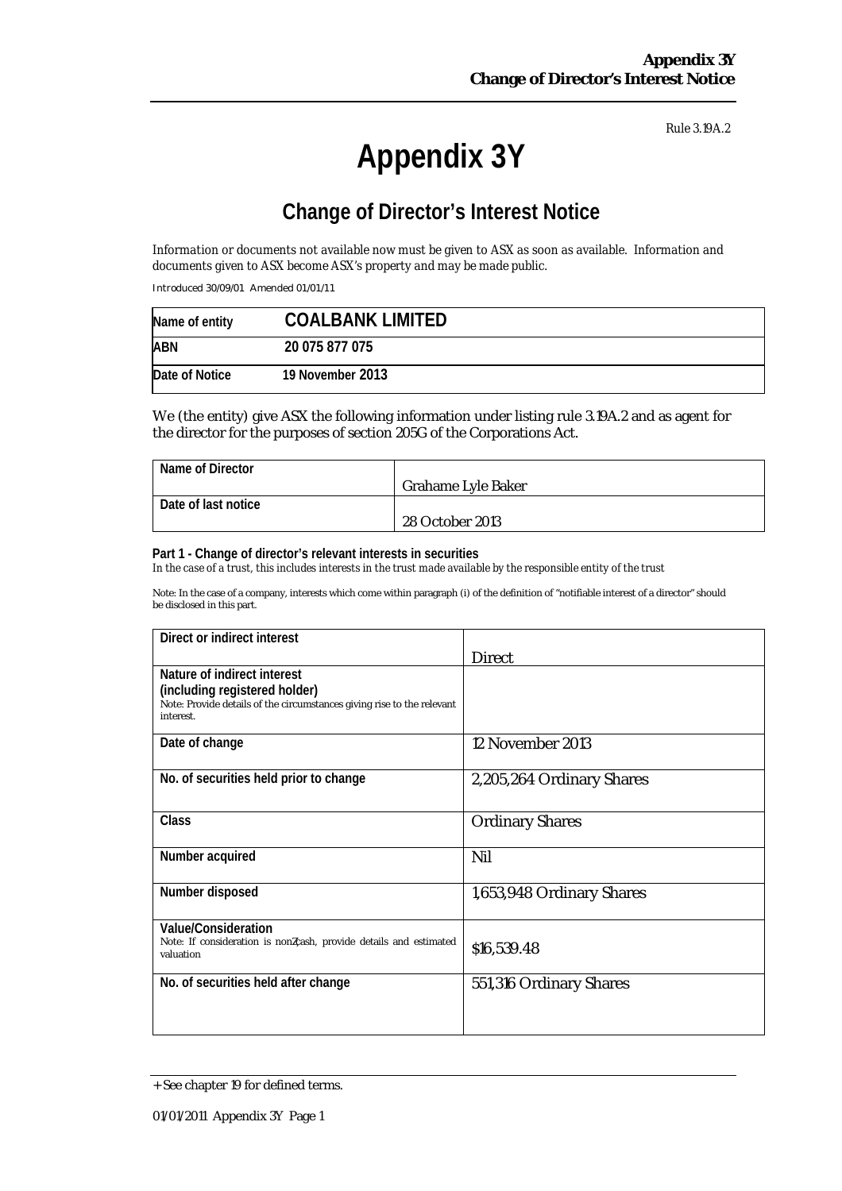Rule 3.19A.2

# Appendix 3Y

## Change of Director's Interest Notice

*Information or documents not available now must be given to ASX as soon as available. Information and documents given to ASX become ASX's property and may be made public.*

Introduced 30/09/01 Amended 01/01/11

| Name of entity | COALBANK LIMITED |
|---|---|
| ABN | 20 075 877 075 |
| Date of Notice | 19 November 2013 |

We (the entity) give ASX the following information under listing rule 3.19A.2 and as agent for the director for the purposes of section 205G of the Corporations Act.

| Name of Director | Grahame Lyle Baker |
|---|---|
| Date of last notice | 28 October 2013 |

**Part 1 - Change of director's relevant interests in securities**

*In the case of a trust, this includes interests in the trust made available by the responsible entity of the trust*

Note: In the case of a company, interests which come within paragraph (i) of the definition of "notifiable interest of a director" should be disclosed in this part.

| Direct or indirect interest | Direct |
|---|---|
| **Nature of indirect interest (including registered holder)** Note: Provide details of the circumstances giving rise to the relevant interest. | |
| Date of change | 12 November 2013 |
| No. of securities held prior to change | 2,205,264 Ordinary Shares |
| Class | Ordinary Shares |
| Number acquired | Nil |
| Number disposed | 1,653,948 Ordinary Shares |
| **Value/Consideration** Note: If consideration is non-cash, provide details and estimated valuation | $16,539.48 |
| No. of securities held after change | 551,316 Ordinary Shares |

+ See chapter 19 for defined terms.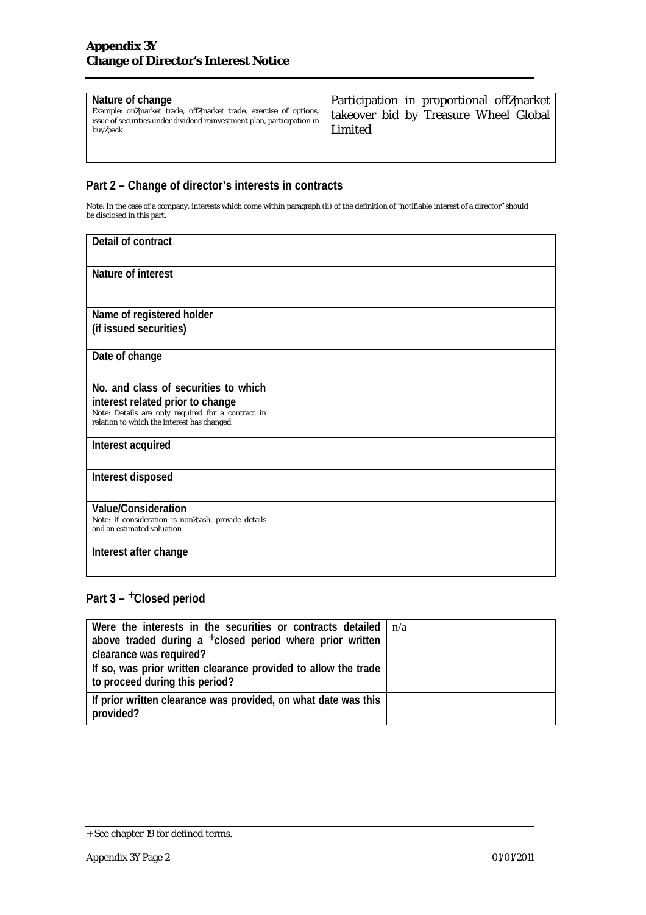**Appendix 3Y**
**Change of Director's Interest Notice**

| | |
|---|---|
| **Nature of change**<br>Example: on‑market trade, off‑market trade, exercise of options, issue of securities under dividend reinvestment plan, participation in buy‑back | Participation in proportional off‑market takeover bid by Treasure Wheel Global Limited |

## Part 2 – Change of director's interests in contracts

Note: In the case of a company, interests which come within paragraph (ii) of the definition of "notifiable interest of a director" should be disclosed in this part.

| | |
|---|---|
| **Detail of contract** | |
| **Nature of interest** | |
| **Name of registered holder (if issued securities)** | |
| **Date of change** | |
| **No. and class of securities to which interest related prior to change**<br>Note: Details are only required for a contract in relation to which the interest has changed | |
| **Interest acquired** | |
| **Interest disposed** | |
| **Value/Consideration**<br>Note: If consideration is non‑cash, provide details and an estimated valuation | |
| **Interest after change** | |

## Part 3 – +Closed period

| | |
|---|---|
| **Were the interests in the securities or contracts detailed above traded during a +closed period where prior written clearance was required?** | n/a |
| **If so, was prior written clearance provided to allow the trade to proceed during this period?** | |
| **If prior written clearance was provided, on what date was this provided?** | |

+ See chapter 19 for defined terms.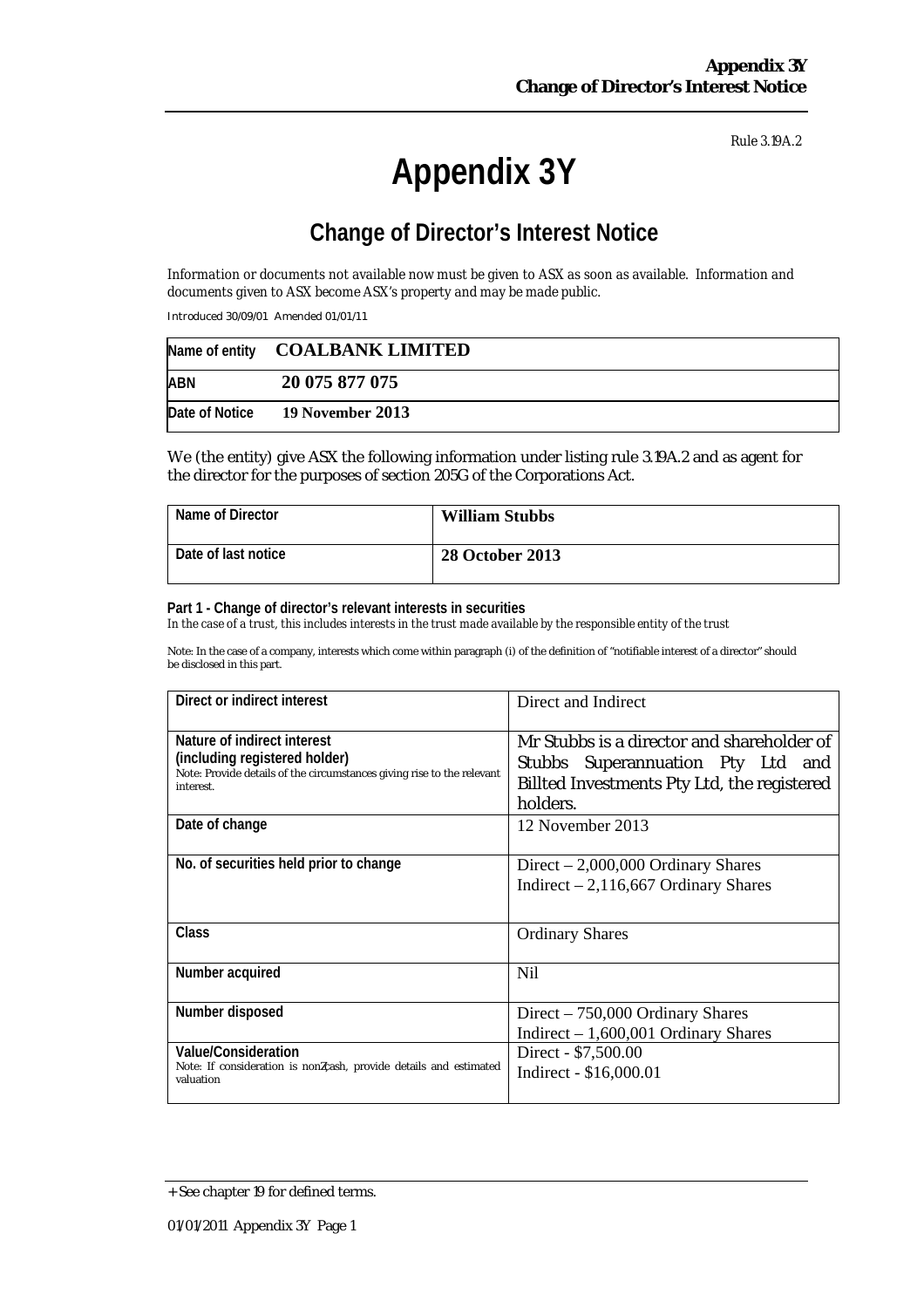Rule 3.19A.2

# Appendix 3Y

## Change of Director's Interest Notice

*Information or documents not available now must be given to ASX as soon as available. Information and documents given to ASX become ASX's property and may be made public.*

Introduced 30/09/01 Amended 01/01/11

| Name of entity | **COALBANK LIMITED** |
|---|---|
| ABN | **20 075 877 075** |
| Date of Notice | **19 November 2013** |

We (the entity) give ASX the following information under listing rule 3.19A.2 and as agent for the director for the purposes of section 205G of the Corporations Act.

| Name of Director | **William Stubbs** |
|---|---|
| Date of last notice | **28 October 2013** |

**Part 1 - Change of director's relevant interests in securities**

*In the case of a trust, this includes interests in the trust made available by the responsible entity of the trust*

Note: In the case of a company, interests which come within paragraph (i) of the definition of "notifiable interest of a director" should be disclosed in this part.

| Direct or indirect interest | Direct and Indirect |
|---|---|
| **Nature of indirect interest (including registered holder)**<br>Note: Provide details of the circumstances giving rise to the relevant interest. | Mr Stubbs is a director and shareholder of Stubbs Superannuation Pty Ltd and Billted Investments Pty Ltd, the registered holders. |
| **Date of change** | 12 November 2013 |
| **No. of securities held prior to change** | Direct – 2,000,000 Ordinary Shares<br>Indirect – 2,116,667 Ordinary Shares |
| **Class** | Ordinary Shares |
| **Number acquired** | Nil |
| **Number disposed** | Direct – 750,000 Ordinary Shares<br>Indirect – 1,600,001 Ordinary Shares |
| **Value/Consideration**<br>Note: If consideration is non‑cash, provide details and estimated valuation | Direct - $7,500.00<br>Indirect - $16,000.01 |

+ See chapter 19 for defined terms.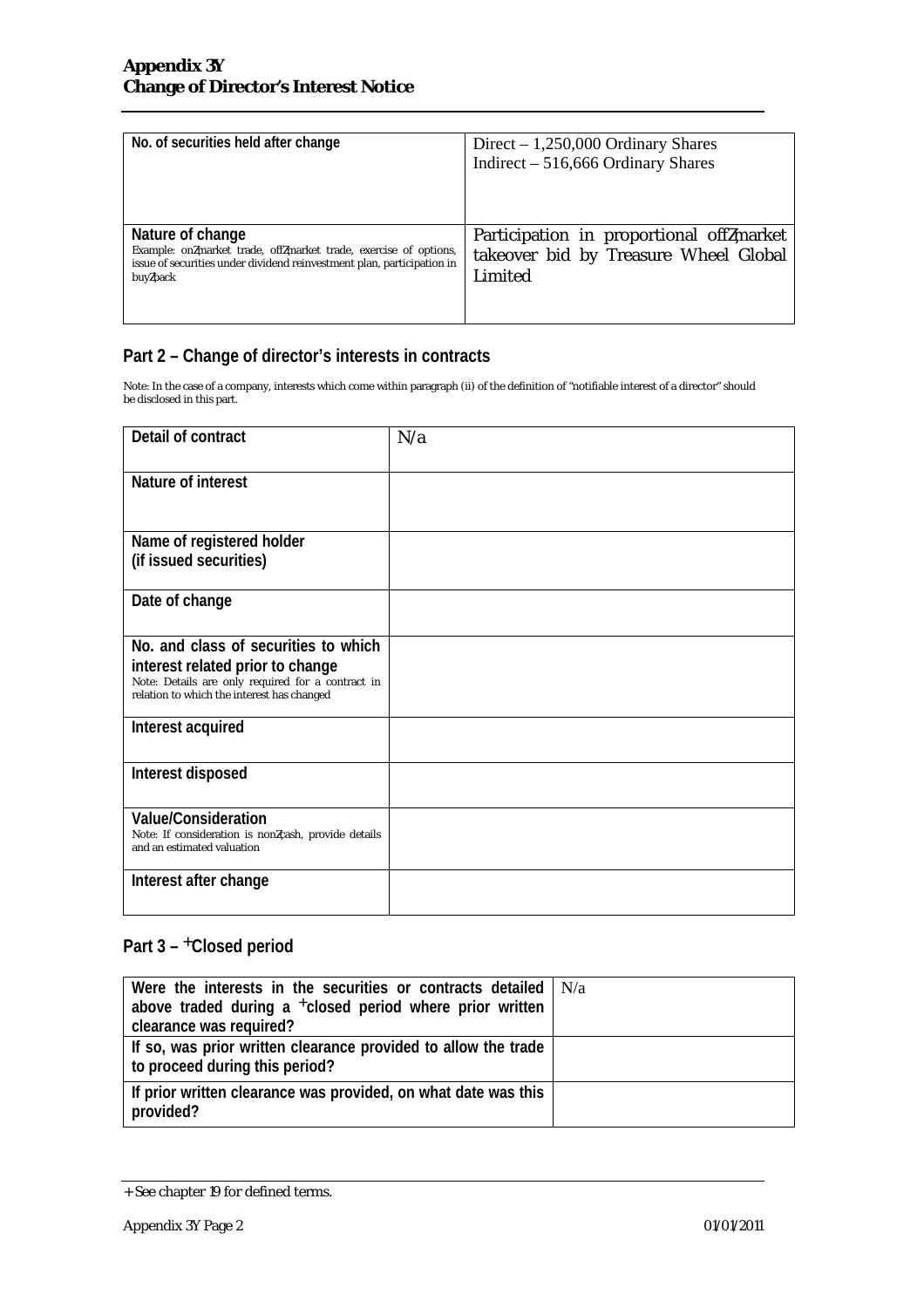| | |
|---|---|
| **No. of securities held after change** | Direct – 1,250,000 Ordinary Shares<br>Indirect – 516,666 Ordinary Shares |
| **Nature of change**<br>Example: on‑market trade, off‑market trade, exercise of options, issue of securities under dividend reinvestment plan, participation in buy‑back | Participation in proportional off‑market takeover bid by Treasure Wheel Global Limited |

## Part 2 – Change of director's interests in contracts

Note: In the case of a company, interests which come within paragraph (ii) of the definition of "notifiable interest of a director" should be disclosed in this part.

| | |
|---|---|
| **Detail of contract** | N/a |
| **Nature of interest** | |
| **Name of registered holder (if issued securities)** | |
| **Date of change** | |
| **No. and class of securities to which interest related prior to change**<br>Note: Details are only required for a contract in relation to which the interest has changed | |
| **Interest acquired** | |
| **Interest disposed** | |
| **Value/Consideration**<br>Note: If consideration is non‑cash, provide details and an estimated valuation | |
| **Interest after change** | |

## Part 3 – +Closed period

| | |
|---|---|
| **Were the interests in the securities or contracts detailed above traded during a +closed period where prior written clearance was required?** | N/a |
| **If so, was prior written clearance provided to allow the trade to proceed during this period?** | |
| **If prior written clearance was provided, on what date was this provided?** | |

+ See chapter 19 for defined terms.